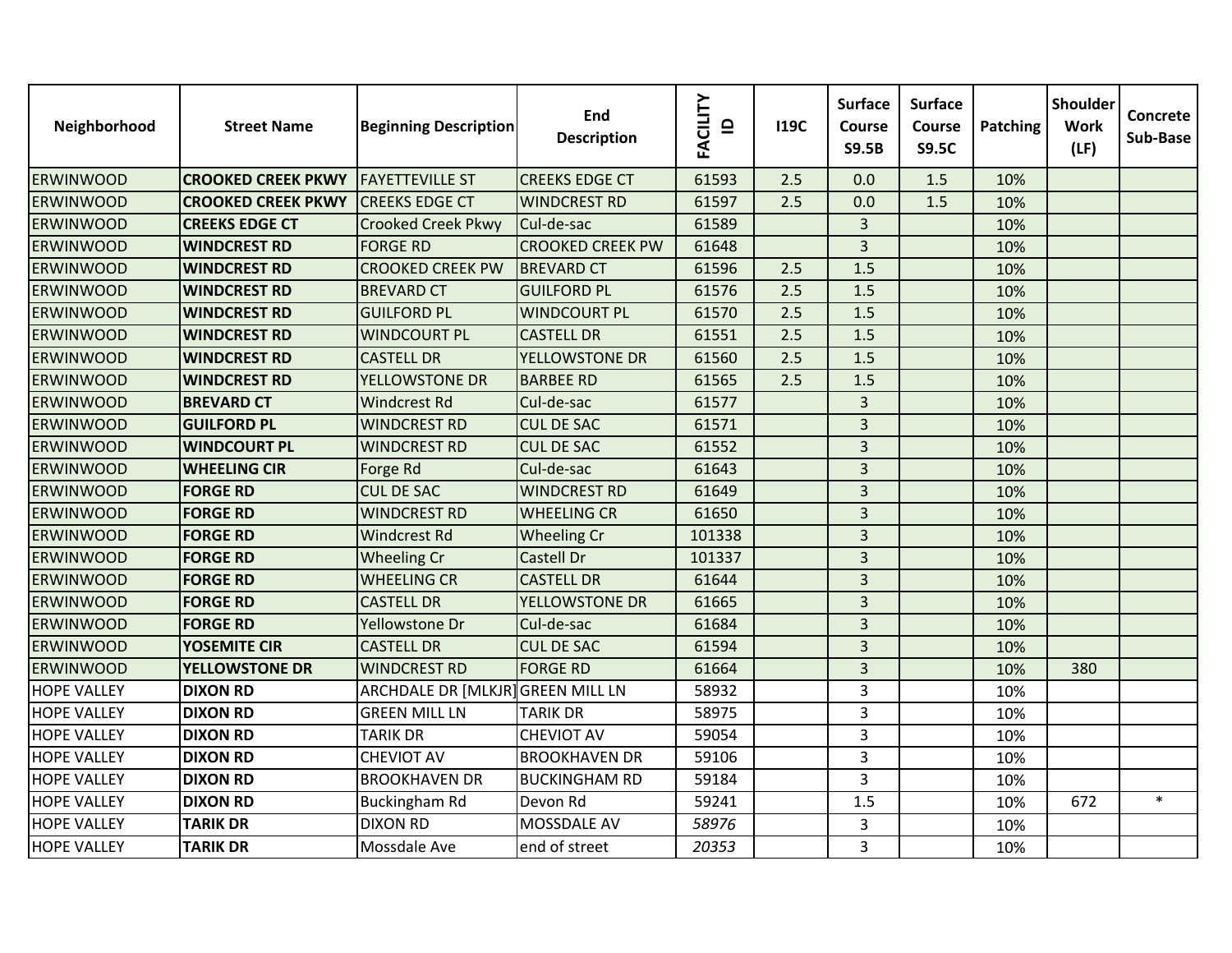| Neighborhood | Street Name | Beginning Description | End Description | FACILITY ID | I19C | Surface Course S9.5B | Surface Course S9.5C | Patching | Shoulder Work (LF) | Concrete Sub-Base |
|---|---|---|---|---|---|---|---|---|---|---|
| ERWINWOOD | **CROOKED CREEK PKWY** | FAYETTEVILLE ST | CREEKS EDGE CT | 61593 | 2.5 | 0.0 | 1.5 | 10% | | |
| ERWINWOOD | **CROOKED CREEK PKWY** | CREEKS EDGE CT | WINDCREST RD | 61597 | 2.5 | 0.0 | 1.5 | 10% | | |
| ERWINWOOD | **CREEKS EDGE CT** | Crooked Creek Pkwy | Cul-de-sac | 61589 | | 3 | | 10% | | |
| ERWINWOOD | **WINDCREST RD** | FORGE RD | CROOKED CREEK PW | 61648 | | 3 | | 10% | | |
| ERWINWOOD | **WINDCREST RD** | CROOKED CREEK PW | BREVARD CT | 61596 | 2.5 | 1.5 | | 10% | | |
| ERWINWOOD | **WINDCREST RD** | BREVARD CT | GUILFORD PL | 61576 | 2.5 | 1.5 | | 10% | | |
| ERWINWOOD | **WINDCREST RD** | GUILFORD PL | WINDCOURT PL | 61570 | 2.5 | 1.5 | | 10% | | |
| ERWINWOOD | **WINDCREST RD** | WINDCOURT PL | CASTELL DR | 61551 | 2.5 | 1.5 | | 10% | | |
| ERWINWOOD | **WINDCREST RD** | CASTELL DR | YELLOWSTONE DR | 61560 | 2.5 | 1.5 | | 10% | | |
| ERWINWOOD | **WINDCREST RD** | YELLOWSTONE DR | BARBEE RD | 61565 | 2.5 | 1.5 | | 10% | | |
| ERWINWOOD | **BREVARD CT** | Windcrest Rd | Cul-de-sac | 61577 | | 3 | | 10% | | |
| ERWINWOOD | **GUILFORD PL** | WINDCREST RD | CUL DE SAC | 61571 | | 3 | | 10% | | |
| ERWINWOOD | **WINDCOURT PL** | WINDCREST RD | CUL DE SAC | 61552 | | 3 | | 10% | | |
| ERWINWOOD | **WHEELING CIR** | Forge Rd | Cul-de-sac | 61643 | | 3 | | 10% | | |
| ERWINWOOD | **FORGE RD** | CUL DE SAC | WINDCREST RD | 61649 | | 3 | | 10% | | |
| ERWINWOOD | **FORGE RD** | WINDCREST RD | WHEELING CR | 61650 | | 3 | | 10% | | |
| ERWINWOOD | **FORGE RD** | Windcrest Rd | Wheeling Cr | 101338 | | 3 | | 10% | | |
| ERWINWOOD | **FORGE RD** | Wheeling Cr | Castell Dr | 101337 | | 3 | | 10% | | |
| ERWINWOOD | **FORGE RD** | WHEELING CR | CASTELL DR | 61644 | | 3 | | 10% | | |
| ERWINWOOD | **FORGE RD** | CASTELL DR | YELLOWSTONE DR | 61665 | | 3 | | 10% | | |
| ERWINWOOD | **FORGE RD** | Yellowstone Dr | Cul-de-sac | 61684 | | 3 | | 10% | | |
| ERWINWOOD | **YOSEMITE CIR** | CASTELL DR | CUL DE SAC | 61594 | | 3 | | 10% | | |
| ERWINWOOD | **YELLOWSTONE DR** | WINDCREST RD | FORGE RD | 61664 | | 3 | | 10% | 380 | |
| HOPE VALLEY | **DIXON RD** | ARCHDALE DR [MLKJR] | GREEN MILL LN | 58932 | | 3 | | 10% | | |
| HOPE VALLEY | **DIXON RD** | GREEN MILL LN | TARIK DR | 58975 | | 3 | | 10% | | |
| HOPE VALLEY | **DIXON RD** | TARIK DR | CHEVIOT AV | 59054 | | 3 | | 10% | | |
| HOPE VALLEY | **DIXON RD** | CHEVIOT AV | BROOKHAVEN DR | 59106 | | 3 | | 10% | | |
| HOPE VALLEY | **DIXON RD** | BROOKHAVEN DR | BUCKINGHAM RD | 59184 | | 3 | | 10% | | |
| HOPE VALLEY | **DIXON RD** | Buckingham Rd | Devon Rd | 59241 | | 1.5 | | 10% | 672 | * |
| HOPE VALLEY | **TARIK DR** | DIXON RD | MOSSDALE AV | *58976* | | 3 | | 10% | | |
| HOPE VALLEY | **TARIK DR** | Mossdale Ave | end of street | *20353* | | 3 | | 10% | | |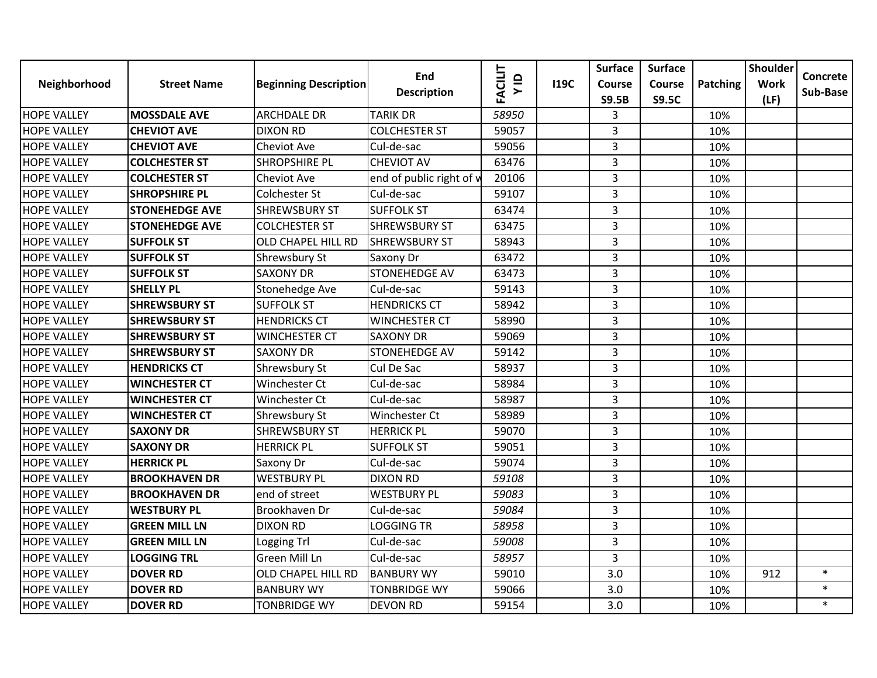| Neighborhood | Street Name | Beginning Description | End Description | FACILITY ID | I19C | Surface Course S9.5B | Surface Course S9.5C | Patching | Shoulder Work (LF) | Concrete Sub-Base |
|---|---|---|---|---|---|---|---|---|---|---|
| HOPE VALLEY | **MOSSDALE AVE** | ARCHDALE DR | TARIK DR | *58950* | | 3 | | 10% | | |
| HOPE VALLEY | **CHEVIOT AVE** | DIXON RD | COLCHESTER ST | 59057 | | 3 | | 10% | | |
| HOPE VALLEY | **CHEVIOT AVE** | Cheviot Ave | Cul-de-sac | 59056 | | 3 | | 10% | | |
| HOPE VALLEY | **COLCHESTER ST** | SHROPSHIRE PL | CHEVIOT AV | 63476 | | 3 | | 10% | | |
| HOPE VALLEY | **COLCHESTER ST** | Cheviot Ave | end of public right of w | 20106 | | 3 | | 10% | | |
| HOPE VALLEY | **SHROPSHIRE PL** | Colchester St | Cul-de-sac | 59107 | | 3 | | 10% | | |
| HOPE VALLEY | **STONEHEDGE AVE** | SHREWSBURY ST | SUFFOLK ST | 63474 | | 3 | | 10% | | |
| HOPE VALLEY | **STONEHEDGE AVE** | COLCHESTER ST | SHREWSBURY ST | 63475 | | 3 | | 10% | | |
| HOPE VALLEY | **SUFFOLK ST** | OLD CHAPEL HILL RD | SHREWSBURY ST | 58943 | | 3 | | 10% | | |
| HOPE VALLEY | **SUFFOLK ST** | Shrewsbury St | Saxony Dr | 63472 | | 3 | | 10% | | |
| HOPE VALLEY | **SUFFOLK ST** | SAXONY DR | STONEHEDGE AV | 63473 | | 3 | | 10% | | |
| HOPE VALLEY | **SHELLY PL** | Stonehedge Ave | Cul-de-sac | 59143 | | 3 | | 10% | | |
| HOPE VALLEY | **SHREWSBURY ST** | SUFFOLK ST | HENDRICKS CT | 58942 | | 3 | | 10% | | |
| HOPE VALLEY | **SHREWSBURY ST** | HENDRICKS CT | WINCHESTER CT | 58990 | | 3 | | 10% | | |
| HOPE VALLEY | **SHREWSBURY ST** | WINCHESTER CT | SAXONY DR | 59069 | | 3 | | 10% | | |
| HOPE VALLEY | **SHREWSBURY ST** | SAXONY DR | STONEHEDGE AV | 59142 | | 3 | | 10% | | |
| HOPE VALLEY | **HENDRICKS CT** | Shrewsbury St | Cul De Sac | 58937 | | 3 | | 10% | | |
| HOPE VALLEY | **WINCHESTER CT** | Winchester Ct | Cul-de-sac | 58984 | | 3 | | 10% | | |
| HOPE VALLEY | **WINCHESTER CT** | Winchester Ct | Cul-de-sac | 58987 | | 3 | | 10% | | |
| HOPE VALLEY | **WINCHESTER CT** | Shrewsbury St | Winchester Ct | 58989 | | 3 | | 10% | | |
| HOPE VALLEY | **SAXONY DR** | SHREWSBURY ST | HERRICK PL | 59070 | | 3 | | 10% | | |
| HOPE VALLEY | **SAXONY DR** | HERRICK PL | SUFFOLK ST | 59051 | | 3 | | 10% | | |
| HOPE VALLEY | **HERRICK PL** | Saxony Dr | Cul-de-sac | 59074 | | 3 | | 10% | | |
| HOPE VALLEY | **BROOKHAVEN DR** | WESTBURY PL | DIXON RD | *59108* | | 3 | | 10% | | |
| HOPE VALLEY | **BROOKHAVEN DR** | end of street | WESTBURY PL | *59083* | | 3 | | 10% | | |
| HOPE VALLEY | **WESTBURY PL** | Brookhaven Dr | Cul-de-sac | *59084* | | 3 | | 10% | | |
| HOPE VALLEY | **GREEN MILL LN** | DIXON RD | LOGGING TR | *58958* | | 3 | | 10% | | |
| HOPE VALLEY | **GREEN MILL LN** | Logging Trl | Cul-de-sac | *59008* | | 3 | | 10% | | |
| HOPE VALLEY | **LOGGING TRL** | Green Mill Ln | Cul-de-sac | *58957* | | 3 | | 10% | | |
| HOPE VALLEY | **DOVER RD** | OLD CHAPEL HILL RD | BANBURY WY | 59010 | | 3.0 | | 10% | 912 | * |
| HOPE VALLEY | **DOVER RD** | BANBURY WY | TONBRIDGE WY | 59066 | | 3.0 | | 10% | | * |
| HOPE VALLEY | **DOVER RD** | TONBRIDGE WY | DEVON RD | 59154 | | 3.0 | | 10% | | * |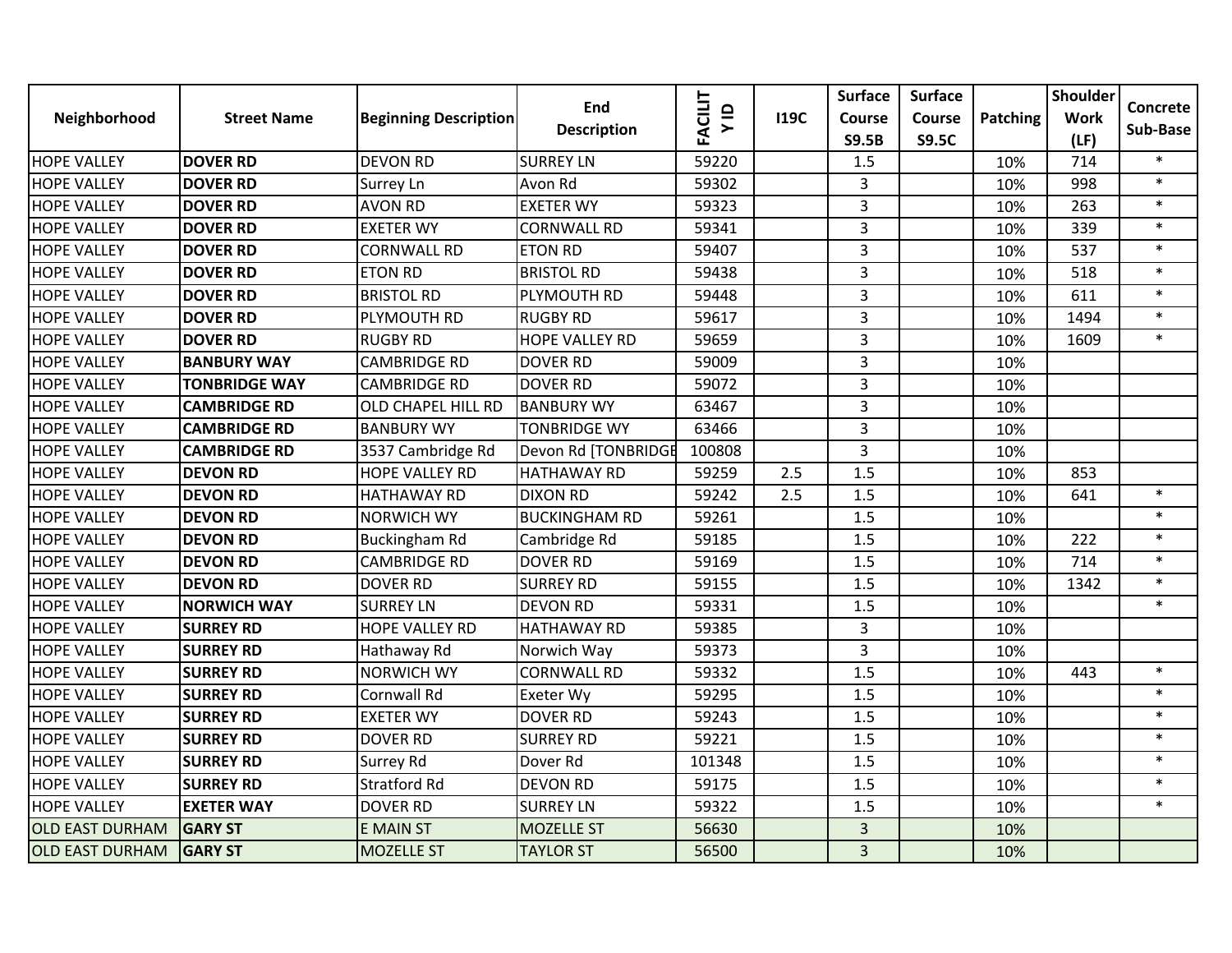| Neighborhood | Street Name | Beginning Description | End Description | FACILITY ID | I19C | Surface Course S9.5B | Surface Course S9.5C | Patching | Shoulder Work (LF) | Concrete Sub-Base |
|---|---|---|---|---|---|---|---|---|---|---|
| HOPE VALLEY | **DOVER RD** | DEVON RD | SURREY LN | 59220 | | 1.5 | | 10% | 714 | * |
| HOPE VALLEY | **DOVER RD** | Surrey Ln | Avon Rd | 59302 | | 3 | | 10% | 998 | * |
| HOPE VALLEY | **DOVER RD** | AVON RD | EXETER WY | 59323 | | 3 | | 10% | 263 | * |
| HOPE VALLEY | **DOVER RD** | EXETER WY | CORNWALL RD | 59341 | | 3 | | 10% | 339 | * |
| HOPE VALLEY | **DOVER RD** | CORNWALL RD | ETON RD | 59407 | | 3 | | 10% | 537 | * |
| HOPE VALLEY | **DOVER RD** | ETON RD | BRISTOL RD | 59438 | | 3 | | 10% | 518 | * |
| HOPE VALLEY | **DOVER RD** | BRISTOL RD | PLYMOUTH RD | 59448 | | 3 | | 10% | 611 | * |
| HOPE VALLEY | **DOVER RD** | PLYMOUTH RD | RUGBY RD | 59617 | | 3 | | 10% | 1494 | * |
| HOPE VALLEY | **DOVER RD** | RUGBY RD | HOPE VALLEY RD | 59659 | | 3 | | 10% | 1609 | * |
| HOPE VALLEY | **BANBURY WAY** | CAMBRIDGE RD | DOVER RD | 59009 | | 3 | | 10% | | |
| HOPE VALLEY | **TONBRIDGE WAY** | CAMBRIDGE RD | DOVER RD | 59072 | | 3 | | 10% | | |
| HOPE VALLEY | **CAMBRIDGE RD** | OLD CHAPEL HILL RD | BANBURY WY | 63467 | | 3 | | 10% | | |
| HOPE VALLEY | **CAMBRIDGE RD** | BANBURY WY | TONBRIDGE WY | 63466 | | 3 | | 10% | | |
| HOPE VALLEY | **CAMBRIDGE RD** | 3537 Cambridge Rd | Devon Rd [TONBRIDGE | 100808 | | 3 | | 10% | | |
| HOPE VALLEY | **DEVON RD** | HOPE VALLEY RD | HATHAWAY RD | 59259 | 2.5 | 1.5 | | 10% | 853 | |
| HOPE VALLEY | **DEVON RD** | HATHAWAY RD | DIXON RD | 59242 | 2.5 | 1.5 | | 10% | 641 | * |
| HOPE VALLEY | **DEVON RD** | NORWICH WY | BUCKINGHAM RD | 59261 | | 1.5 | | 10% | | * |
| HOPE VALLEY | **DEVON RD** | Buckingham Rd | Cambridge Rd | 59185 | | 1.5 | | 10% | 222 | * |
| HOPE VALLEY | **DEVON RD** | CAMBRIDGE RD | DOVER RD | 59169 | | 1.5 | | 10% | 714 | * |
| HOPE VALLEY | **DEVON RD** | DOVER RD | SURREY RD | 59155 | | 1.5 | | 10% | 1342 | * |
| HOPE VALLEY | **NORWICH WAY** | SURREY LN | DEVON RD | 59331 | | 1.5 | | 10% | | * |
| HOPE VALLEY | **SURREY RD** | HOPE VALLEY RD | HATHAWAY RD | 59385 | | 3 | | 10% | | |
| HOPE VALLEY | **SURREY RD** | Hathaway Rd | Norwich Way | 59373 | | 3 | | 10% | | |
| HOPE VALLEY | **SURREY RD** | NORWICH WY | CORNWALL RD | 59332 | | 1.5 | | 10% | 443 | * |
| HOPE VALLEY | **SURREY RD** | Cornwall Rd | Exeter Wy | 59295 | | 1.5 | | 10% | | * |
| HOPE VALLEY | **SURREY RD** | EXETER WY | DOVER RD | 59243 | | 1.5 | | 10% | | * |
| HOPE VALLEY | **SURREY RD** | DOVER RD | SURREY RD | 59221 | | 1.5 | | 10% | | * |
| HOPE VALLEY | **SURREY RD** | Surrey Rd | Dover Rd | 101348 | | 1.5 | | 10% | | * |
| HOPE VALLEY | **SURREY RD** | Stratford Rd | DEVON RD | 59175 | | 1.5 | | 10% | | * |
| HOPE VALLEY | **EXETER WAY** | DOVER RD | SURREY LN | 59322 | | 1.5 | | 10% | | * |
| OLD EAST DURHAM | **GARY ST** | E MAIN ST | MOZELLE ST | 56630 | | 3 | | 10% | | |
| OLD EAST DURHAM | **GARY ST** | MOZELLE ST | TAYLOR ST | 56500 | | 3 | | 10% | | |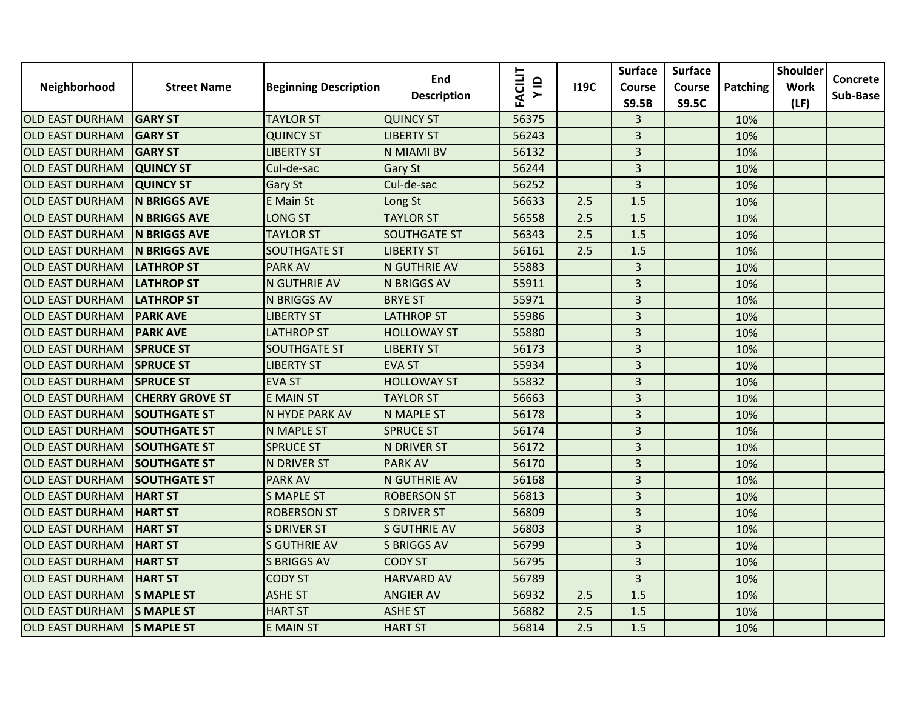| Neighborhood | Street Name | Beginning Description | End Description | FACILITY ID | I19C | Surface Course S9.5B | Surface Course S9.5C | Patching | Shoulder Work (LF) | Concrete Sub-Base |
|---|---|---|---|---|---|---|---|---|---|---|
| OLD EAST DURHAM | **GARY ST** | TAYLOR ST | QUINCY ST | 56375 | | 3 | | 10% | | |
| OLD EAST DURHAM | **GARY ST** | QUINCY ST | LIBERTY ST | 56243 | | 3 | | 10% | | |
| OLD EAST DURHAM | **GARY ST** | LIBERTY ST | N MIAMI BV | 56132 | | 3 | | 10% | | |
| OLD EAST DURHAM | **QUINCY ST** | Cul-de-sac | Gary St | 56244 | | 3 | | 10% | | |
| OLD EAST DURHAM | **QUINCY ST** | Gary St | Cul-de-sac | 56252 | | 3 | | 10% | | |
| OLD EAST DURHAM | **N BRIGGS AVE** | E Main St | Long St | 56633 | 2.5 | 1.5 | | 10% | | |
| OLD EAST DURHAM | **N BRIGGS AVE** | LONG ST | TAYLOR ST | 56558 | 2.5 | 1.5 | | 10% | | |
| OLD EAST DURHAM | **N BRIGGS AVE** | TAYLOR ST | SOUTHGATE ST | 56343 | 2.5 | 1.5 | | 10% | | |
| OLD EAST DURHAM | **N BRIGGS AVE** | SOUTHGATE ST | LIBERTY ST | 56161 | 2.5 | 1.5 | | 10% | | |
| OLD EAST DURHAM | **LATHROP ST** | PARK AV | N GUTHRIE AV | 55883 | | 3 | | 10% | | |
| OLD EAST DURHAM | **LATHROP ST** | N GUTHRIE AV | N BRIGGS AV | 55911 | | 3 | | 10% | | |
| OLD EAST DURHAM | **LATHROP ST** | N BRIGGS AV | BRYE ST | 55971 | | 3 | | 10% | | |
| OLD EAST DURHAM | **PARK AVE** | LIBERTY ST | LATHROP ST | 55986 | | 3 | | 10% | | |
| OLD EAST DURHAM | **PARK AVE** | LATHROP ST | HOLLOWAY ST | 55880 | | 3 | | 10% | | |
| OLD EAST DURHAM | **SPRUCE ST** | SOUTHGATE ST | LIBERTY ST | 56173 | | 3 | | 10% | | |
| OLD EAST DURHAM | **SPRUCE ST** | LIBERTY ST | EVA ST | 55934 | | 3 | | 10% | | |
| OLD EAST DURHAM | **SPRUCE ST** | EVA ST | HOLLOWAY ST | 55832 | | 3 | | 10% | | |
| OLD EAST DURHAM | **CHERRY GROVE ST** | E MAIN ST | TAYLOR ST | 56663 | | 3 | | 10% | | |
| OLD EAST DURHAM | **SOUTHGATE ST** | N HYDE PARK AV | N MAPLE ST | 56178 | | 3 | | 10% | | |
| OLD EAST DURHAM | **SOUTHGATE ST** | N MAPLE ST | SPRUCE ST | 56174 | | 3 | | 10% | | |
| OLD EAST DURHAM | **SOUTHGATE ST** | SPRUCE ST | N DRIVER ST | 56172 | | 3 | | 10% | | |
| OLD EAST DURHAM | **SOUTHGATE ST** | N DRIVER ST | PARK AV | 56170 | | 3 | | 10% | | |
| OLD EAST DURHAM | **SOUTHGATE ST** | PARK AV | N GUTHRIE AV | 56168 | | 3 | | 10% | | |
| OLD EAST DURHAM | **HART ST** | S MAPLE ST | ROBERSON ST | 56813 | | 3 | | 10% | | |
| OLD EAST DURHAM | **HART ST** | ROBERSON ST | S DRIVER ST | 56809 | | 3 | | 10% | | |
| OLD EAST DURHAM | **HART ST** | S DRIVER ST | S GUTHRIE AV | 56803 | | 3 | | 10% | | |
| OLD EAST DURHAM | **HART ST** | S GUTHRIE AV | S BRIGGS AV | 56799 | | 3 | | 10% | | |
| OLD EAST DURHAM | **HART ST** | S BRIGGS AV | CODY ST | 56795 | | 3 | | 10% | | |
| OLD EAST DURHAM | **HART ST** | CODY ST | HARVARD AV | 56789 | | 3 | | 10% | | |
| OLD EAST DURHAM | **S MAPLE ST** | ASHE ST | ANGIER AV | 56932 | 2.5 | 1.5 | | 10% | | |
| OLD EAST DURHAM | **S MAPLE ST** | HART ST | ASHE ST | 56882 | 2.5 | 1.5 | | 10% | | |
| OLD EAST DURHAM | **S MAPLE ST** | E MAIN ST | HART ST | 56814 | 2.5 | 1.5 | | 10% | | |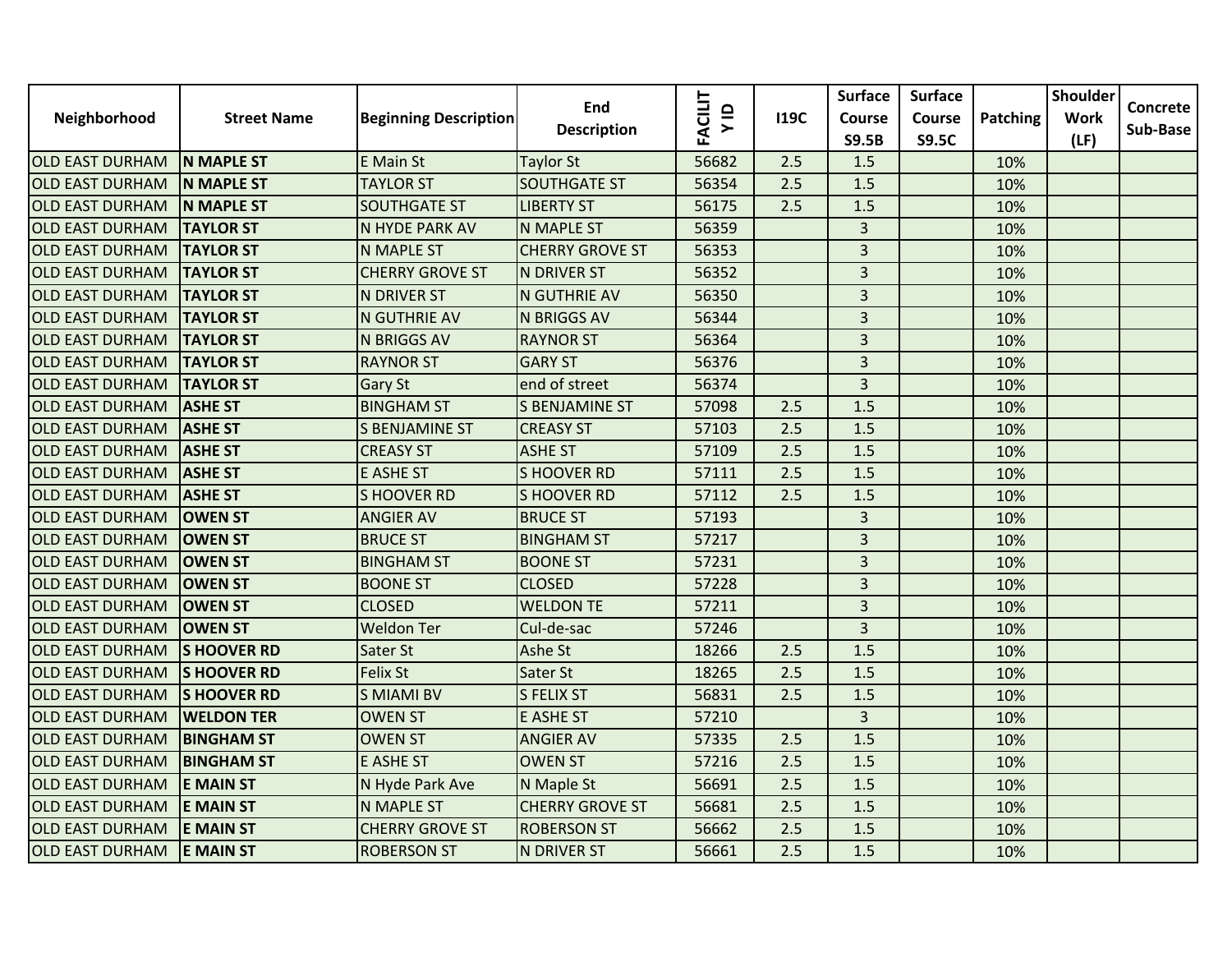| Neighborhood | Street Name | Beginning Description | End Description | FACILITY ID | I19C | Surface Course S9.5B | Surface Course S9.5C | Patching | Shoulder Work (LF) | Concrete Sub-Base |
|---|---|---|---|---|---|---|---|---|---|---|
| OLD EAST DURHAM | **N MAPLE ST** | E Main St | Taylor St | 56682 | 2.5 | 1.5 | | 10% | | |
| OLD EAST DURHAM | **N MAPLE ST** | TAYLOR ST | SOUTHGATE ST | 56354 | 2.5 | 1.5 | | 10% | | |
| OLD EAST DURHAM | **N MAPLE ST** | SOUTHGATE ST | LIBERTY ST | 56175 | 2.5 | 1.5 | | 10% | | |
| OLD EAST DURHAM | **TAYLOR ST** | N HYDE PARK AV | N MAPLE ST | 56359 | | 3 | | 10% | | |
| OLD EAST DURHAM | **TAYLOR ST** | N MAPLE ST | CHERRY GROVE ST | 56353 | | 3 | | 10% | | |
| OLD EAST DURHAM | **TAYLOR ST** | CHERRY GROVE ST | N DRIVER ST | 56352 | | 3 | | 10% | | |
| OLD EAST DURHAM | **TAYLOR ST** | N DRIVER ST | N GUTHRIE AV | 56350 | | 3 | | 10% | | |
| OLD EAST DURHAM | **TAYLOR ST** | N GUTHRIE AV | N BRIGGS AV | 56344 | | 3 | | 10% | | |
| OLD EAST DURHAM | **TAYLOR ST** | N BRIGGS AV | RAYNOR ST | 56364 | | 3 | | 10% | | |
| OLD EAST DURHAM | **TAYLOR ST** | RAYNOR ST | GARY ST | 56376 | | 3 | | 10% | | |
| OLD EAST DURHAM | **TAYLOR ST** | Gary St | end of street | 56374 | | 3 | | 10% | | |
| OLD EAST DURHAM | **ASHE ST** | BINGHAM ST | S BENJAMINE ST | 57098 | 2.5 | 1.5 | | 10% | | |
| OLD EAST DURHAM | **ASHE ST** | S BENJAMINE ST | CREASY ST | 57103 | 2.5 | 1.5 | | 10% | | |
| OLD EAST DURHAM | **ASHE ST** | CREASY ST | ASHE ST | 57109 | 2.5 | 1.5 | | 10% | | |
| OLD EAST DURHAM | **ASHE ST** | E ASHE ST | S HOOVER RD | 57111 | 2.5 | 1.5 | | 10% | | |
| OLD EAST DURHAM | **ASHE ST** | S HOOVER RD | S HOOVER RD | 57112 | 2.5 | 1.5 | | 10% | | |
| OLD EAST DURHAM | **OWEN ST** | ANGIER AV | BRUCE ST | 57193 | | 3 | | 10% | | |
| OLD EAST DURHAM | **OWEN ST** | BRUCE ST | BINGHAM ST | 57217 | | 3 | | 10% | | |
| OLD EAST DURHAM | **OWEN ST** | BINGHAM ST | BOONE ST | 57231 | | 3 | | 10% | | |
| OLD EAST DURHAM | **OWEN ST** | BOONE ST | CLOSED | 57228 | | 3 | | 10% | | |
| OLD EAST DURHAM | **OWEN ST** | CLOSED | WELDON TE | 57211 | | 3 | | 10% | | |
| OLD EAST DURHAM | **OWEN ST** | Weldon Ter | Cul-de-sac | 57246 | | 3 | | 10% | | |
| OLD EAST DURHAM | **S HOOVER RD** | Sater St | Ashe St | 18266 | 2.5 | 1.5 | | 10% | | |
| OLD EAST DURHAM | **S HOOVER RD** | Felix St | Sater St | 18265 | 2.5 | 1.5 | | 10% | | |
| OLD EAST DURHAM | **S HOOVER RD** | S MIAMI BV | S FELIX ST | 56831 | 2.5 | 1.5 | | 10% | | |
| OLD EAST DURHAM | **WELDON TER** | OWEN ST | E ASHE ST | 57210 | | 3 | | 10% | | |
| OLD EAST DURHAM | **BINGHAM ST** | OWEN ST | ANGIER AV | 57335 | 2.5 | 1.5 | | 10% | | |
| OLD EAST DURHAM | **BINGHAM ST** | E ASHE ST | OWEN ST | 57216 | 2.5 | 1.5 | | 10% | | |
| OLD EAST DURHAM | **E MAIN ST** | N Hyde Park Ave | N Maple St | 56691 | 2.5 | 1.5 | | 10% | | |
| OLD EAST DURHAM | **E MAIN ST** | N MAPLE ST | CHERRY GROVE ST | 56681 | 2.5 | 1.5 | | 10% | | |
| OLD EAST DURHAM | **E MAIN ST** | CHERRY GROVE ST | ROBERSON ST | 56662 | 2.5 | 1.5 | | 10% | | |
| OLD EAST DURHAM | **E MAIN ST** | ROBERSON ST | N DRIVER ST | 56661 | 2.5 | 1.5 | | 10% | | |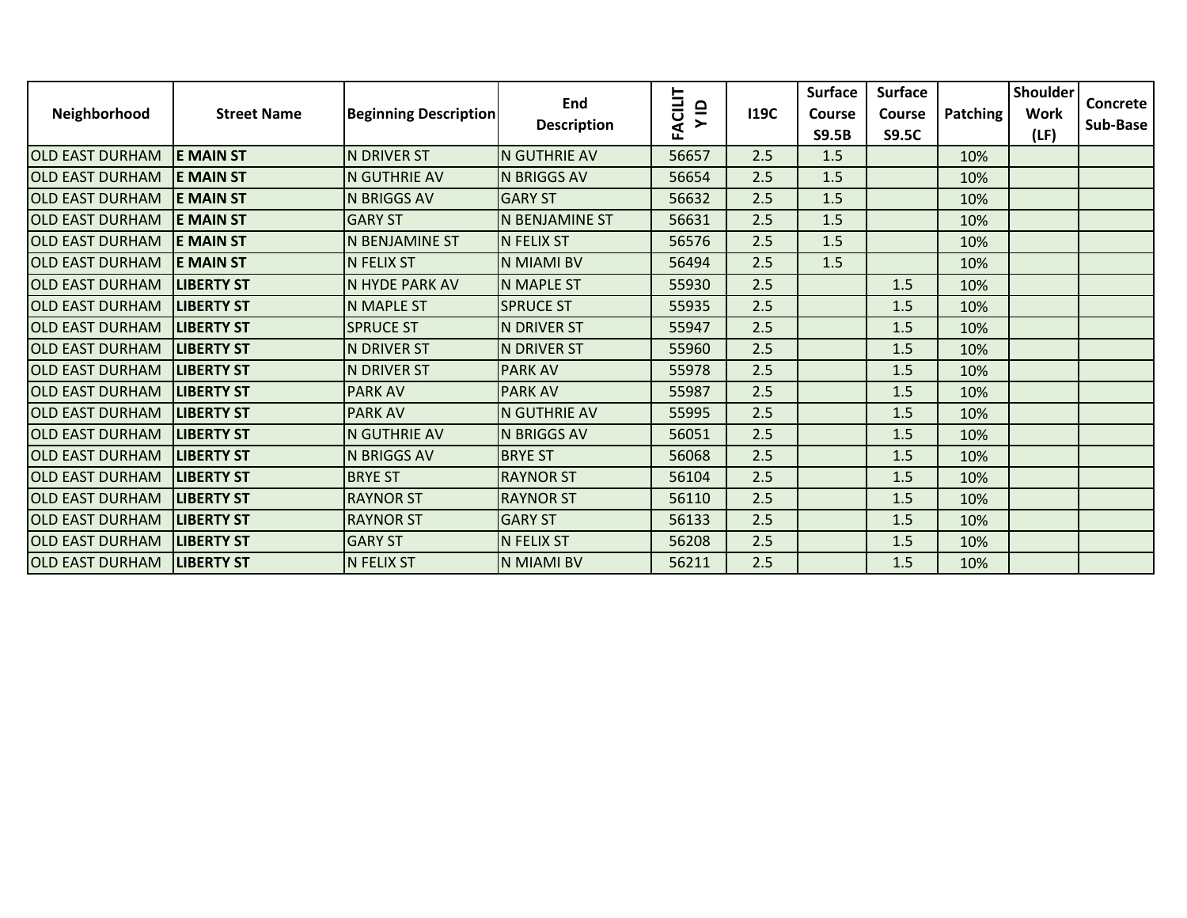| Neighborhood | Street Name | Beginning Description | End Description | FACILITY ID | I19C | Surface Course S9.5B | Surface Course S9.5C | Patching | Shoulder Work (LF) | Concrete Sub-Base |
|---|---|---|---|---|---|---|---|---|---|---|
| OLD EAST DURHAM | **E MAIN ST** | N DRIVER ST | N GUTHRIE AV | 56657 | 2.5 | 1.5 | | 10% | | |
| OLD EAST DURHAM | **E MAIN ST** | N GUTHRIE AV | N BRIGGS AV | 56654 | 2.5 | 1.5 | | 10% | | |
| OLD EAST DURHAM | **E MAIN ST** | N BRIGGS AV | GARY ST | 56632 | 2.5 | 1.5 | | 10% | | |
| OLD EAST DURHAM | **E MAIN ST** | GARY ST | N BENJAMINE ST | 56631 | 2.5 | 1.5 | | 10% | | |
| OLD EAST DURHAM | **E MAIN ST** | N BENJAMINE ST | N FELIX ST | 56576 | 2.5 | 1.5 | | 10% | | |
| OLD EAST DURHAM | **E MAIN ST** | N FELIX ST | N MIAMI BV | 56494 | 2.5 | 1.5 | | 10% | | |
| OLD EAST DURHAM | **LIBERTY ST** | N HYDE PARK AV | N MAPLE ST | 55930 | 2.5 | | 1.5 | 10% | | |
| OLD EAST DURHAM | **LIBERTY ST** | N MAPLE ST | SPRUCE ST | 55935 | 2.5 | | 1.5 | 10% | | |
| OLD EAST DURHAM | **LIBERTY ST** | SPRUCE ST | N DRIVER ST | 55947 | 2.5 | | 1.5 | 10% | | |
| OLD EAST DURHAM | **LIBERTY ST** | N DRIVER ST | N DRIVER ST | 55960 | 2.5 | | 1.5 | 10% | | |
| OLD EAST DURHAM | **LIBERTY ST** | N DRIVER ST | PARK AV | 55978 | 2.5 | | 1.5 | 10% | | |
| OLD EAST DURHAM | **LIBERTY ST** | PARK AV | PARK AV | 55987 | 2.5 | | 1.5 | 10% | | |
| OLD EAST DURHAM | **LIBERTY ST** | PARK AV | N GUTHRIE AV | 55995 | 2.5 | | 1.5 | 10% | | |
| OLD EAST DURHAM | **LIBERTY ST** | N GUTHRIE AV | N BRIGGS AV | 56051 | 2.5 | | 1.5 | 10% | | |
| OLD EAST DURHAM | **LIBERTY ST** | N BRIGGS AV | BRYE ST | 56068 | 2.5 | | 1.5 | 10% | | |
| OLD EAST DURHAM | **LIBERTY ST** | BRYE ST | RAYNOR ST | 56104 | 2.5 | | 1.5 | 10% | | |
| OLD EAST DURHAM | **LIBERTY ST** | RAYNOR ST | RAYNOR ST | 56110 | 2.5 | | 1.5 | 10% | | |
| OLD EAST DURHAM | **LIBERTY ST** | RAYNOR ST | GARY ST | 56133 | 2.5 | | 1.5 | 10% | | |
| OLD EAST DURHAM | **LIBERTY ST** | GARY ST | N FELIX ST | 56208 | 2.5 | | 1.5 | 10% | | |
| OLD EAST DURHAM | **LIBERTY ST** | N FELIX ST | N MIAMI BV | 56211 | 2.5 | | 1.5 | 10% | | |